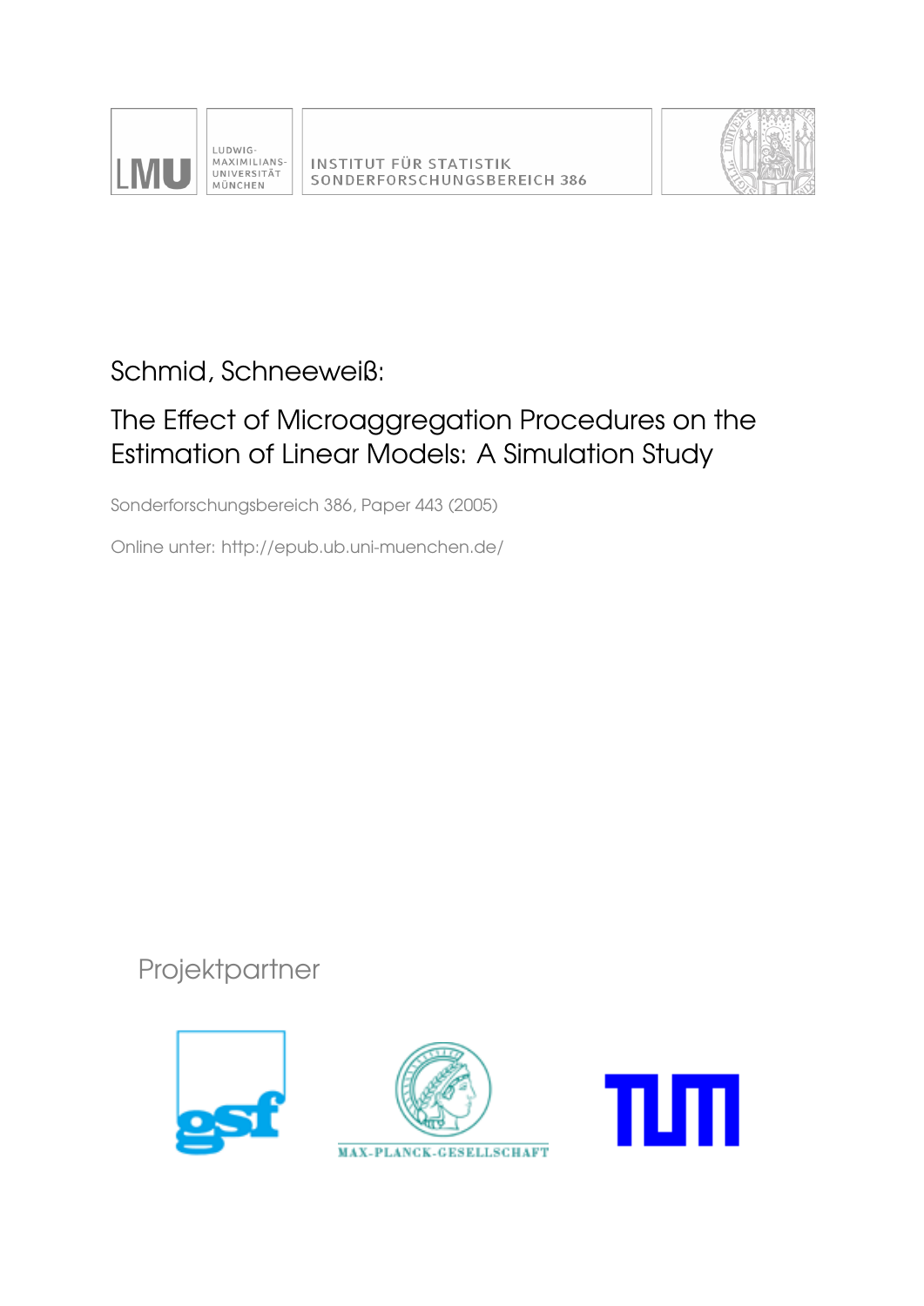LUDWIG-MAXIMILIANS-UNIVERSITÄT MÜNCHEN

INSTITUT FÜR STATISTIK
SONDERFORSCHUNGSBEREICH 386

Schmid, Schneeweiß:

# The Effect of Microaggregation Procedures on the Estimation of Linear Models: A Simulation Study

Sonderforschungsbereich 386, Paper 443 (2005)

Online unter: http://epub.ub.uni-muenchen.de/

Projektpartner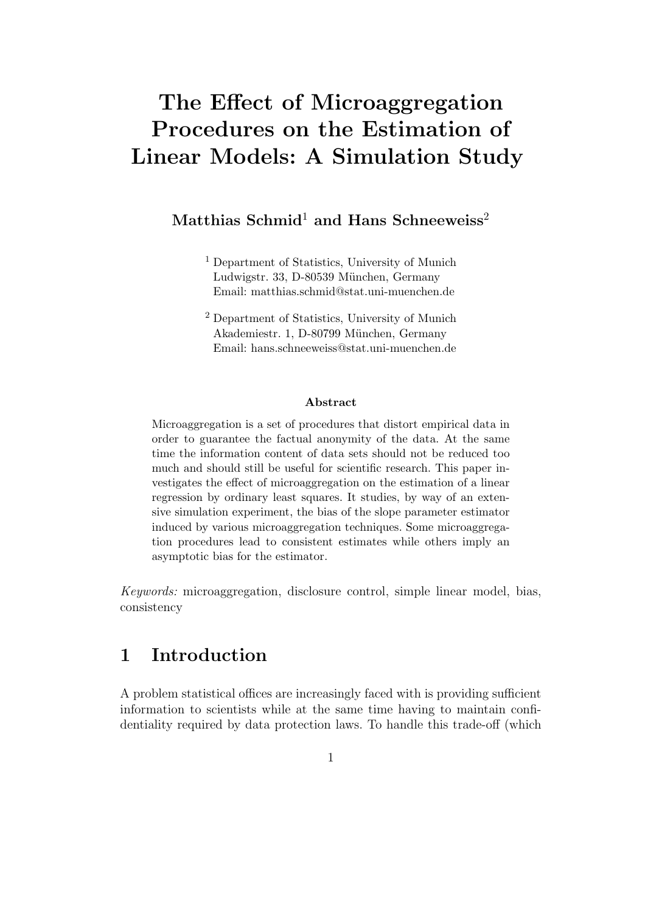# The Effect of Microaggregation Procedures on the Estimation of Linear Models: A Simulation Study

**Matthias Schmid**[1] **and Hans Schneeweiss**[2]

[1] Department of Statistics, University of Munich
Ludwigstr. 33, D-80539 München, Germany
Email: matthias.schmid@stat.uni-muenchen.de

[2] Department of Statistics, University of Munich
Akademiestr. 1, D-80799 München, Germany
Email: hans.schneeweiss@stat.uni-muenchen.de

**Abstract**

Microaggregation is a set of procedures that distort empirical data in order to guarantee the factual anonymity of the data. At the same time the information content of data sets should not be reduced too much and should still be useful for scientific research. This paper investigates the effect of microaggregation on the estimation of a linear regression by ordinary least squares. It studies, by way of an extensive simulation experiment, the bias of the slope parameter estimator induced by various microaggregation techniques. Some microaggregation procedures lead to consistent estimates while others imply an asymptotic bias for the estimator.

*Keywords:* microaggregation, disclosure control, simple linear model, bias, consistency

## 1 Introduction

A problem statistical offices are increasingly faced with is providing sufficient information to scientists while at the same time having to maintain confidentiality required by data protection laws. To handle this trade-off (which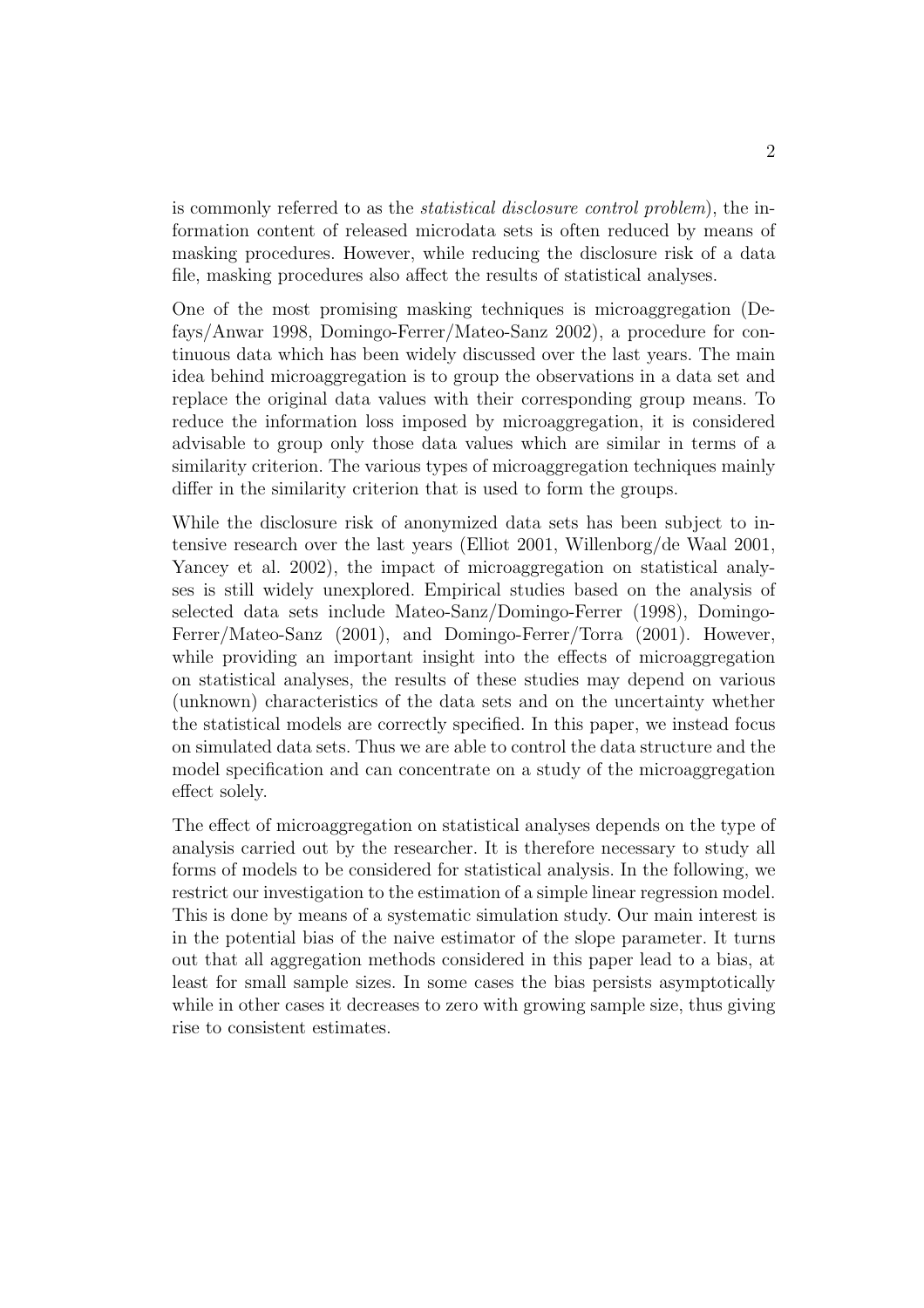is commonly referred to as the *statistical disclosure control problem*), the information content of released microdata sets is often reduced by means of masking procedures. However, while reducing the disclosure risk of a data file, masking procedures also affect the results of statistical analyses.

One of the most promising masking techniques is microaggregation (Defays/Anwar 1998, Domingo-Ferrer/Mateo-Sanz 2002), a procedure for continuous data which has been widely discussed over the last years. The main idea behind microaggregation is to group the observations in a data set and replace the original data values with their corresponding group means. To reduce the information loss imposed by microaggregation, it is considered advisable to group only those data values which are similar in terms of a similarity criterion. The various types of microaggregation techniques mainly differ in the similarity criterion that is used to form the groups.

While the disclosure risk of anonymized data sets has been subject to intensive research over the last years (Elliot 2001, Willenborg/de Waal 2001, Yancey et al. 2002), the impact of microaggregation on statistical analyses is still widely unexplored. Empirical studies based on the analysis of selected data sets include Mateo-Sanz/Domingo-Ferrer (1998), Domingo-Ferrer/Mateo-Sanz (2001), and Domingo-Ferrer/Torra (2001). However, while providing an important insight into the effects of microaggregation on statistical analyses, the results of these studies may depend on various (unknown) characteristics of the data sets and on the uncertainty whether the statistical models are correctly specified. In this paper, we instead focus on simulated data sets. Thus we are able to control the data structure and the model specification and can concentrate on a study of the microaggregation effect solely.

The effect of microaggregation on statistical analyses depends on the type of analysis carried out by the researcher. It is therefore necessary to study all forms of models to be considered for statistical analysis. In the following, we restrict our investigation to the estimation of a simple linear regression model. This is done by means of a systematic simulation study. Our main interest is in the potential bias of the naive estimator of the slope parameter. It turns out that all aggregation methods considered in this paper lead to a bias, at least for small sample sizes. In some cases the bias persists asymptotically while in other cases it decreases to zero with growing sample size, thus giving rise to consistent estimates.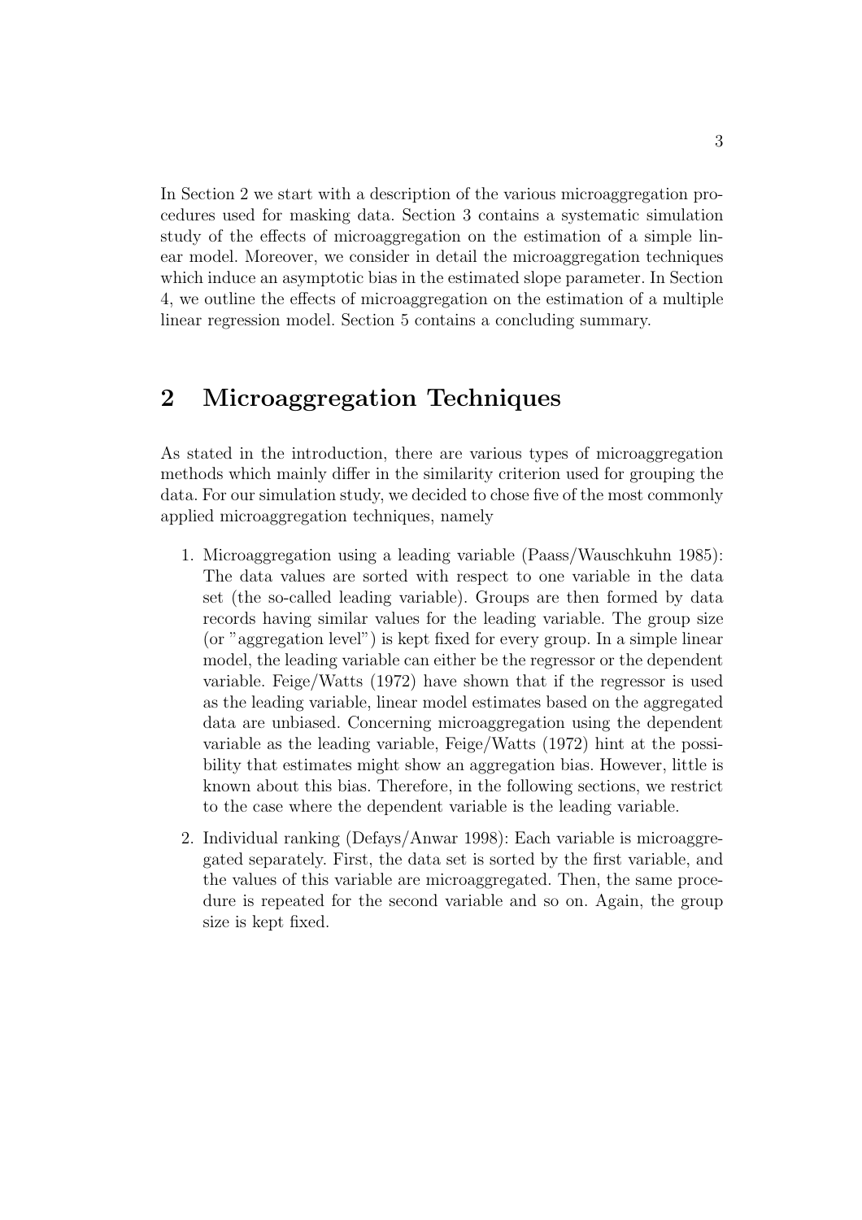In Section 2 we start with a description of the various microaggregation procedures used for masking data. Section 3 contains a systematic simulation study of the effects of microaggregation on the estimation of a simple linear model. Moreover, we consider in detail the microaggregation techniques which induce an asymptotic bias in the estimated slope parameter. In Section 4, we outline the effects of microaggregation on the estimation of a multiple linear regression model. Section 5 contains a concluding summary.

## 2 Microaggregation Techniques

As stated in the introduction, there are various types of microaggregation methods which mainly differ in the similarity criterion used for grouping the data. For our simulation study, we decided to chose five of the most commonly applied microaggregation techniques, namely

1. Microaggregation using a leading variable (Paass/Wauschkuhn 1985): The data values are sorted with respect to one variable in the data set (the so-called leading variable). Groups are then formed by data records having similar values for the leading variable. The group size (or "aggregation level") is kept fixed for every group. In a simple linear model, the leading variable can either be the regressor or the dependent variable. Feige/Watts (1972) have shown that if the regressor is used as the leading variable, linear model estimates based on the aggregated data are unbiased. Concerning microaggregation using the dependent variable as the leading variable, Feige/Watts (1972) hint at the possibility that estimates might show an aggregation bias. However, little is known about this bias. Therefore, in the following sections, we restrict to the case where the dependent variable is the leading variable.

2. Individual ranking (Defays/Anwar 1998): Each variable is microaggregated separately. First, the data set is sorted by the first variable, and the values of this variable are microaggregated. Then, the same procedure is repeated for the second variable and so on. Again, the group size is kept fixed.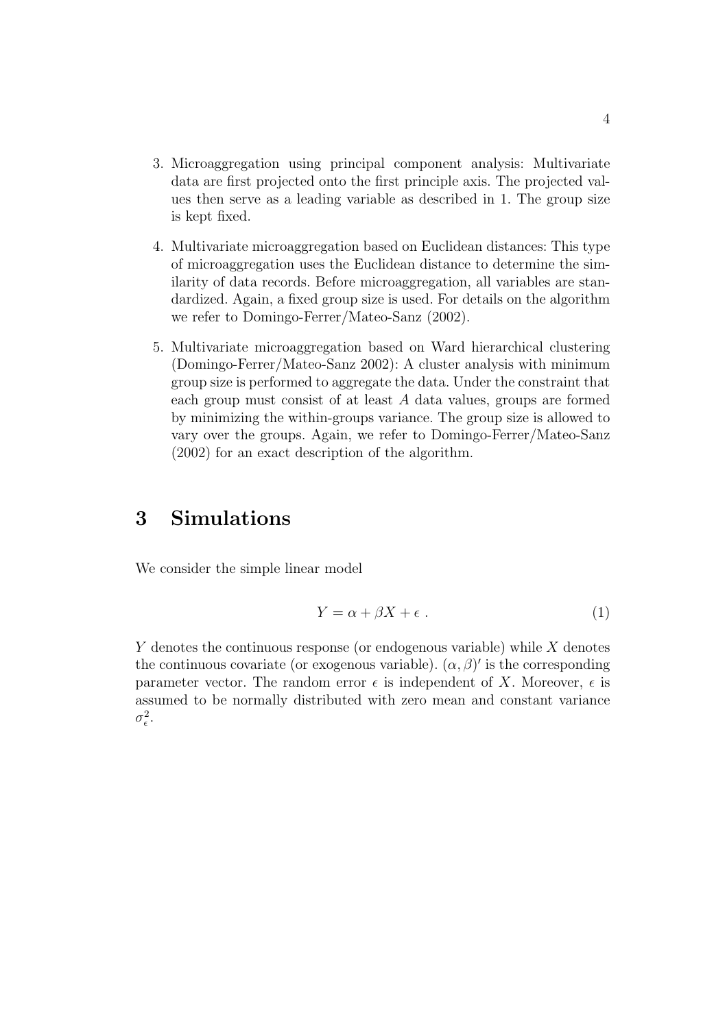3. Microaggregation using principal component analysis: Multivariate data are first projected onto the first principle axis. The projected values then serve as a leading variable as described in 1. The group size is kept fixed.

4. Multivariate microaggregation based on Euclidean distances: This type of microaggregation uses the Euclidean distance to determine the similarity of data records. Before microaggregation, all variables are standardized. Again, a fixed group size is used. For details on the algorithm we refer to Domingo-Ferrer/Mateo-Sanz (2002).

5. Multivariate microaggregation based on Ward hierarchical clustering (Domingo-Ferrer/Mateo-Sanz 2002): A cluster analysis with minimum group size is performed to aggregate the data. Under the constraint that each group must consist of at least $A$ data values, groups are formed by minimizing the within-groups variance. The group size is allowed to vary over the groups. Again, we refer to Domingo-Ferrer/Mateo-Sanz (2002) for an exact description of the algorithm.

# 3 Simulations

We consider the simple linear model

$$Y = \alpha + \beta X + \epsilon \; . \tag{1}$$

$Y$ denotes the continuous response (or endogenous variable) while $X$ denotes the continuous covariate (or exogenous variable). $(\alpha, \beta)'$ is the corresponding parameter vector. The random error $\epsilon$ is independent of $X$. Moreover, $\epsilon$ is assumed to be normally distributed with zero mean and constant variance $\sigma_\epsilon^2$.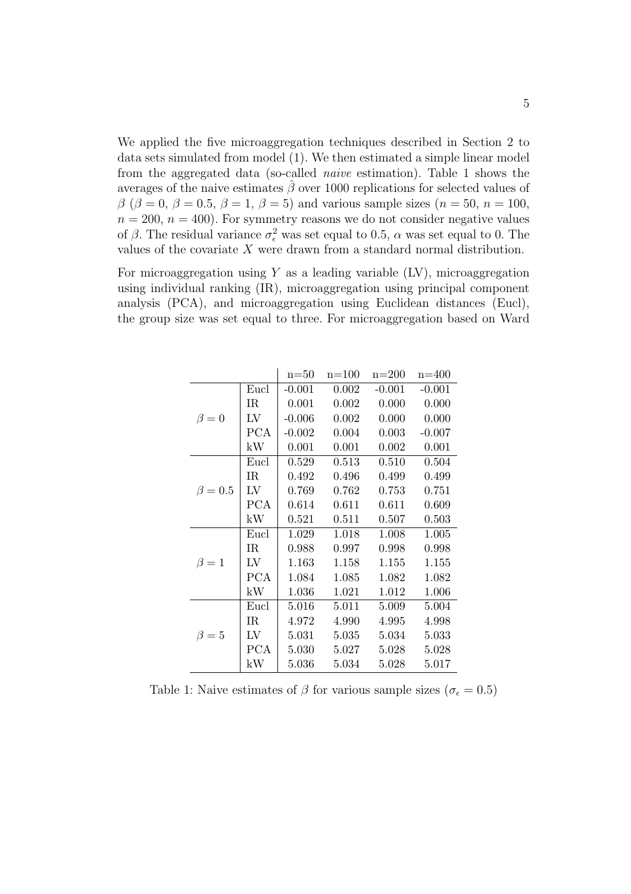We applied the five microaggregation techniques described in Section 2 to data sets simulated from model (1). We then estimated a simple linear model from the aggregated data (so-called *naive* estimation). Table 1 shows the averages of the naive estimates $\hat{\beta}$ over 1000 replications for selected values of $\beta$ ($\beta = 0$, $\beta = 0.5$, $\beta = 1$, $\beta = 5$) and various sample sizes ($n = 50$, $n = 100$, $n = 200$, $n = 400$). For symmetry reasons we do not consider negative values of $\beta$. The residual variance $\sigma_\epsilon^2$ was set equal to 0.5, $\alpha$ was set equal to 0. The values of the covariate $X$ were drawn from a standard normal distribution.

For microaggregation using $Y$ as a leading variable (LV), microaggregation using individual ranking (IR), microaggregation using principal component analysis (PCA), and microaggregation using Euclidean distances (Eucl), the group size was set equal to three. For microaggregation based on Ward

| | | n=50 | n=100 | n=200 | n=400 |
|---|---|---|---|---|---|
| $\beta = 0$ | Eucl | -0.001 | 0.002 | -0.001 | -0.001 |
| | IR | 0.001 | 0.002 | 0.000 | 0.000 |
| | LV | -0.006 | 0.002 | 0.000 | 0.000 |
| | PCA | -0.002 | 0.004 | 0.003 | -0.007 |
| | kW | 0.001 | 0.001 | 0.002 | 0.001 |
| $\beta = 0.5$ | Eucl | 0.529 | 0.513 | 0.510 | 0.504 |
| | IR | 0.492 | 0.496 | 0.499 | 0.499 |
| | LV | 0.769 | 0.762 | 0.753 | 0.751 |
| | PCA | 0.614 | 0.611 | 0.611 | 0.609 |
| | kW | 0.521 | 0.511 | 0.507 | 0.503 |
| $\beta = 1$ | Eucl | 1.029 | 1.018 | 1.008 | 1.005 |
| | IR | 0.988 | 0.997 | 0.998 | 0.998 |
| | LV | 1.163 | 1.158 | 1.155 | 1.155 |
| | PCA | 1.084 | 1.085 | 1.082 | 1.082 |
| | kW | 1.036 | 1.021 | 1.012 | 1.006 |
| $\beta = 5$ | Eucl | 5.016 | 5.011 | 5.009 | 5.004 |
| | IR | 4.972 | 4.990 | 4.995 | 4.998 |
| | LV | 5.031 | 5.035 | 5.034 | 5.033 |
| | PCA | 5.030 | 5.027 | 5.028 | 5.028 |
| | kW | 5.036 | 5.034 | 5.028 | 5.017 |

Table 1: Naive estimates of $\beta$ for various sample sizes ($\sigma_\epsilon = 0.5$)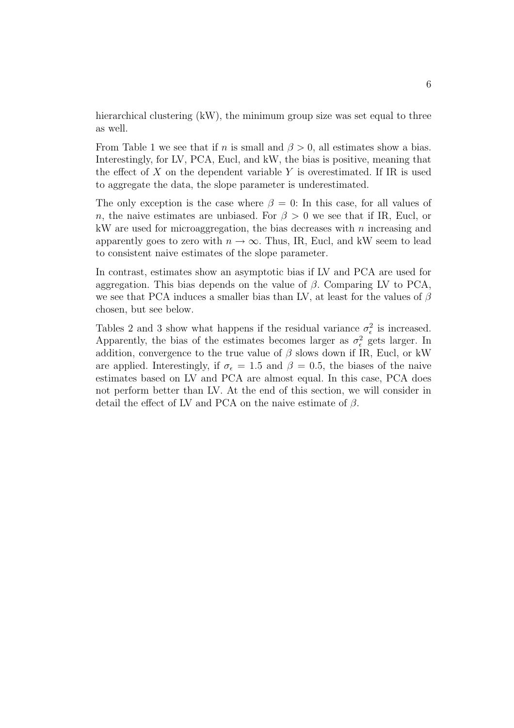hierarchical clustering (kW), the minimum group size was set equal to three as well.

From Table 1 we see that if $n$ is small and $\beta > 0$, all estimates show a bias. Interestingly, for LV, PCA, Eucl, and kW, the bias is positive, meaning that the effect of $X$ on the dependent variable $Y$ is overestimated. If IR is used to aggregate the data, the slope parameter is underestimated.

The only exception is the case where $\beta = 0$: In this case, for all values of $n$, the naive estimates are unbiased. For $\beta > 0$ we see that if IR, Eucl, or kW are used for microaggregation, the bias decreases with $n$ increasing and apparently goes to zero with $n \to \infty$. Thus, IR, Eucl, and kW seem to lead to consistent naive estimates of the slope parameter.

In contrast, estimates show an asymptotic bias if LV and PCA are used for aggregation. This bias depends on the value of $\beta$. Comparing LV to PCA, we see that PCA induces a smaller bias than LV, at least for the values of $\beta$ chosen, but see below.

Tables 2 and 3 show what happens if the residual variance $\sigma_\epsilon^2$ is increased. Apparently, the bias of the estimates becomes larger as $\sigma_\epsilon^2$ gets larger. In addition, convergence to the true value of $\beta$ slows down if IR, Eucl, or kW are applied. Interestingly, if $\sigma_\epsilon = 1.5$ and $\beta = 0.5$, the biases of the naive estimates based on LV and PCA are almost equal. In this case, PCA does not perform better than LV. At the end of this section, we will consider in detail the effect of LV and PCA on the naive estimate of $\beta$.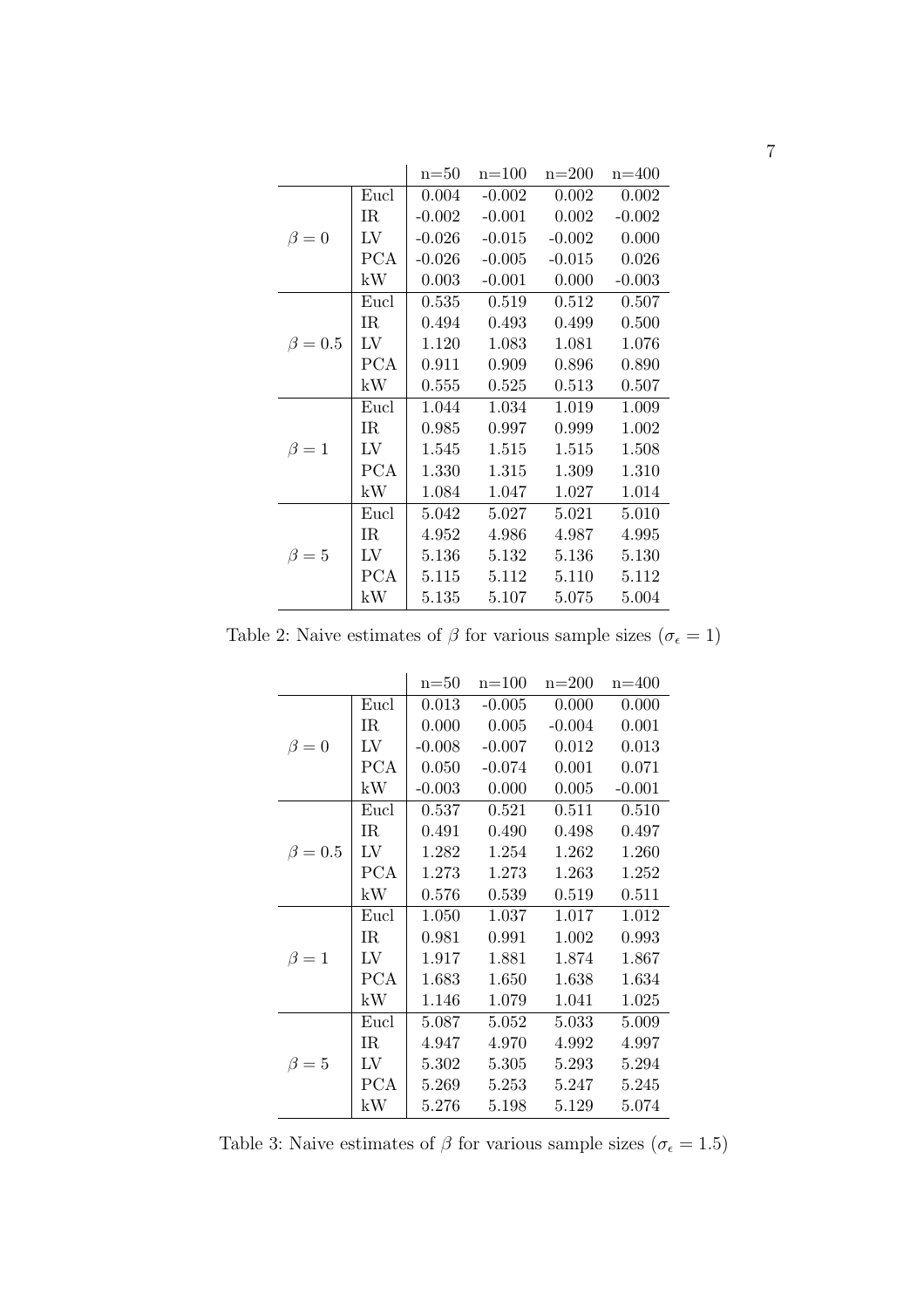| | | n=50 | n=100 | n=200 | n=400 |
|---|---|---|---|---|---|
| $\beta = 0$ | Eucl | 0.004 | -0.002 | 0.002 | 0.002 |
| | IR | -0.002 | -0.001 | 0.002 | -0.002 |
| | LV | -0.026 | -0.015 | -0.002 | 0.000 |
| | PCA | -0.026 | -0.005 | -0.015 | 0.026 |
| | kW | 0.003 | -0.001 | 0.000 | -0.003 |
| $\beta = 0.5$ | Eucl | 0.535 | 0.519 | 0.512 | 0.507 |
| | IR | 0.494 | 0.493 | 0.499 | 0.500 |
| | LV | 1.120 | 1.083 | 1.081 | 1.076 |
| | PCA | 0.911 | 0.909 | 0.896 | 0.890 |
| | kW | 0.555 | 0.525 | 0.513 | 0.507 |
| $\beta = 1$ | Eucl | 1.044 | 1.034 | 1.019 | 1.009 |
| | IR | 0.985 | 0.997 | 0.999 | 1.002 |
| | LV | 1.545 | 1.515 | 1.515 | 1.508 |
| | PCA | 1.330 | 1.315 | 1.309 | 1.310 |
| | kW | 1.084 | 1.047 | 1.027 | 1.014 |
| $\beta = 5$ | Eucl | 5.042 | 5.027 | 5.021 | 5.010 |
| | IR | 4.952 | 4.986 | 4.987 | 4.995 |
| | LV | 5.136 | 5.132 | 5.136 | 5.130 |
| | PCA | 5.115 | 5.112 | 5.110 | 5.112 |
| | kW | 5.135 | 5.107 | 5.075 | 5.004 |

Table 2: Naive estimates of $\beta$ for various sample sizes ($\sigma_\epsilon = 1$)

| | | n=50 | n=100 | n=200 | n=400 |
|---|---|---|---|---|---|
| $\beta = 0$ | Eucl | 0.013 | -0.005 | 0.000 | 0.000 |
| | IR | 0.000 | 0.005 | -0.004 | 0.001 |
| | LV | -0.008 | -0.007 | 0.012 | 0.013 |
| | PCA | 0.050 | -0.074 | 0.001 | 0.071 |
| | kW | -0.003 | 0.000 | 0.005 | -0.001 |
| $\beta = 0.5$ | Eucl | 0.537 | 0.521 | 0.511 | 0.510 |
| | IR | 0.491 | 0.490 | 0.498 | 0.497 |
| | LV | 1.282 | 1.254 | 1.262 | 1.260 |
| | PCA | 1.273 | 1.273 | 1.263 | 1.252 |
| | kW | 0.576 | 0.539 | 0.519 | 0.511 |
| $\beta = 1$ | Eucl | 1.050 | 1.037 | 1.017 | 1.012 |
| | IR | 0.981 | 0.991 | 1.002 | 0.993 |
| | LV | 1.917 | 1.881 | 1.874 | 1.867 |
| | PCA | 1.683 | 1.650 | 1.638 | 1.634 |
| | kW | 1.146 | 1.079 | 1.041 | 1.025 |
| $\beta = 5$ | Eucl | 5.087 | 5.052 | 5.033 | 5.009 |
| | IR | 4.947 | 4.970 | 4.992 | 4.997 |
| | LV | 5.302 | 5.305 | 5.293 | 5.294 |
| | PCA | 5.269 | 5.253 | 5.247 | 5.245 |
| | kW | 5.276 | 5.198 | 5.129 | 5.074 |

Table 3: Naive estimates of $\beta$ for various sample sizes ($\sigma_\epsilon = 1.5$)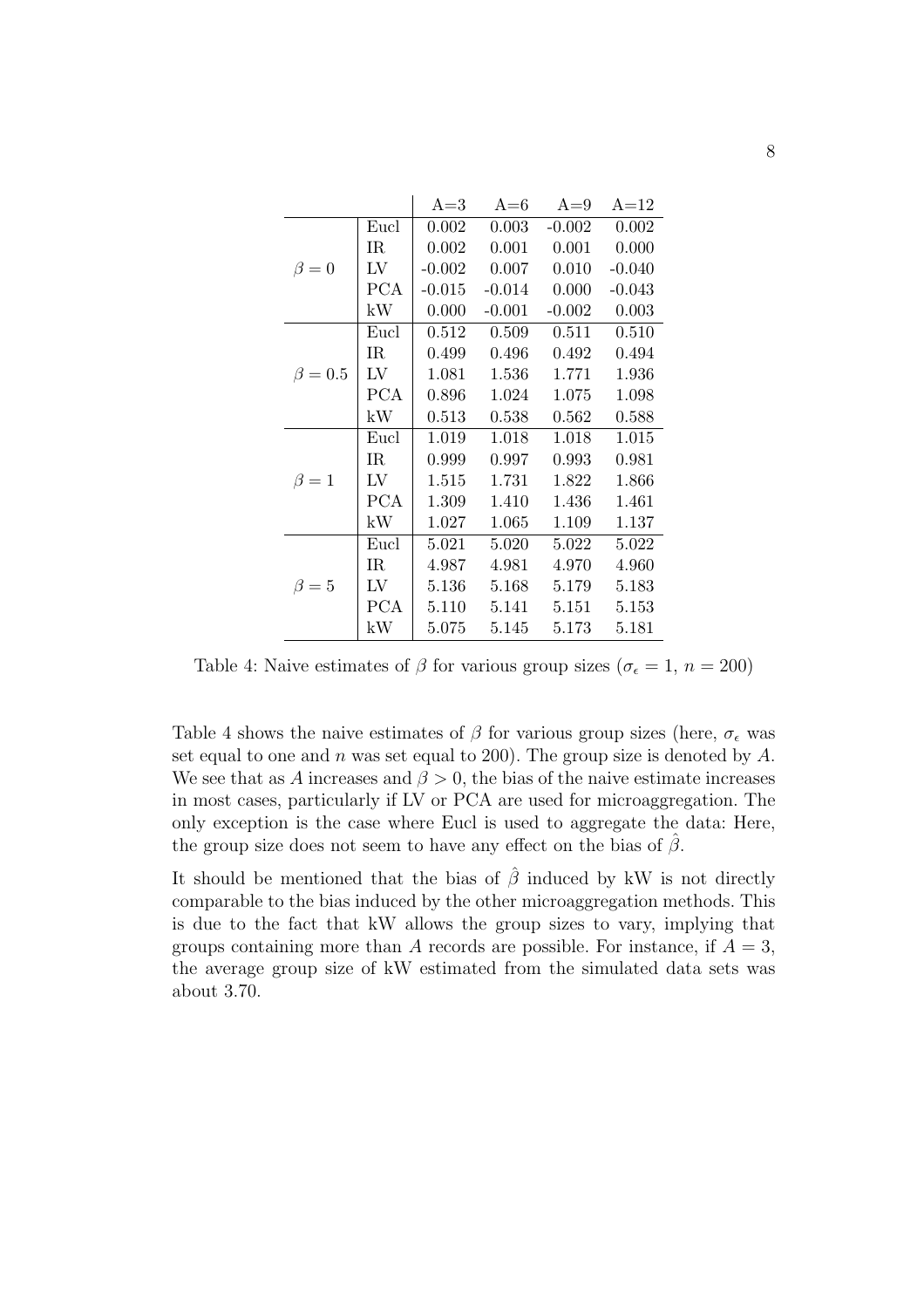|  |  | A=3 | A=6 | A=9 | A=12 |
|---|---|---|---|---|---|
| $\beta = 0$ | Eucl | 0.002 | 0.003 | -0.002 | 0.002 |
|  | IR | 0.002 | 0.001 | 0.001 | 0.000 |
|  | LV | -0.002 | 0.007 | 0.010 | -0.040 |
|  | PCA | -0.015 | -0.014 | 0.000 | -0.043 |
|  | kW | 0.000 | -0.001 | -0.002 | 0.003 |
| $\beta = 0.5$ | Eucl | 0.512 | 0.509 | 0.511 | 0.510 |
|  | IR | 0.499 | 0.496 | 0.492 | 0.494 |
|  | LV | 1.081 | 1.536 | 1.771 | 1.936 |
|  | PCA | 0.896 | 1.024 | 1.075 | 1.098 |
|  | kW | 0.513 | 0.538 | 0.562 | 0.588 |
| $\beta = 1$ | Eucl | 1.019 | 1.018 | 1.018 | 1.015 |
|  | IR | 0.999 | 0.997 | 0.993 | 0.981 |
|  | LV | 1.515 | 1.731 | 1.822 | 1.866 |
|  | PCA | 1.309 | 1.410 | 1.436 | 1.461 |
|  | kW | 1.027 | 1.065 | 1.109 | 1.137 |
| $\beta = 5$ | Eucl | 5.021 | 5.020 | 5.022 | 5.022 |
|  | IR | 4.987 | 4.981 | 4.970 | 4.960 |
|  | LV | 5.136 | 5.168 | 5.179 | 5.183 |
|  | PCA | 5.110 | 5.141 | 5.151 | 5.153 |
|  | kW | 5.075 | 5.145 | 5.173 | 5.181 |

Table 4: Naive estimates of $\beta$ for various group sizes ($\sigma_\epsilon = 1$, $n = 200$)

Table 4 shows the naive estimates of $\beta$ for various group sizes (here, $\sigma_\epsilon$ was set equal to one and $n$ was set equal to 200). The group size is denoted by $A$. We see that as $A$ increases and $\beta > 0$, the bias of the naive estimate increases in most cases, particularly if LV or PCA are used for microaggregation. The only exception is the case where Eucl is used to aggregate the data: Here, the group size does not seem to have any effect on the bias of $\hat{\beta}$.

It should be mentioned that the bias of $\hat{\beta}$ induced by kW is not directly comparable to the bias induced by the other microaggregation methods. This is due to the fact that kW allows the group sizes to vary, implying that groups containing more than $A$ records are possible. For instance, if $A = 3$, the average group size of kW estimated from the simulated data sets was about 3.70.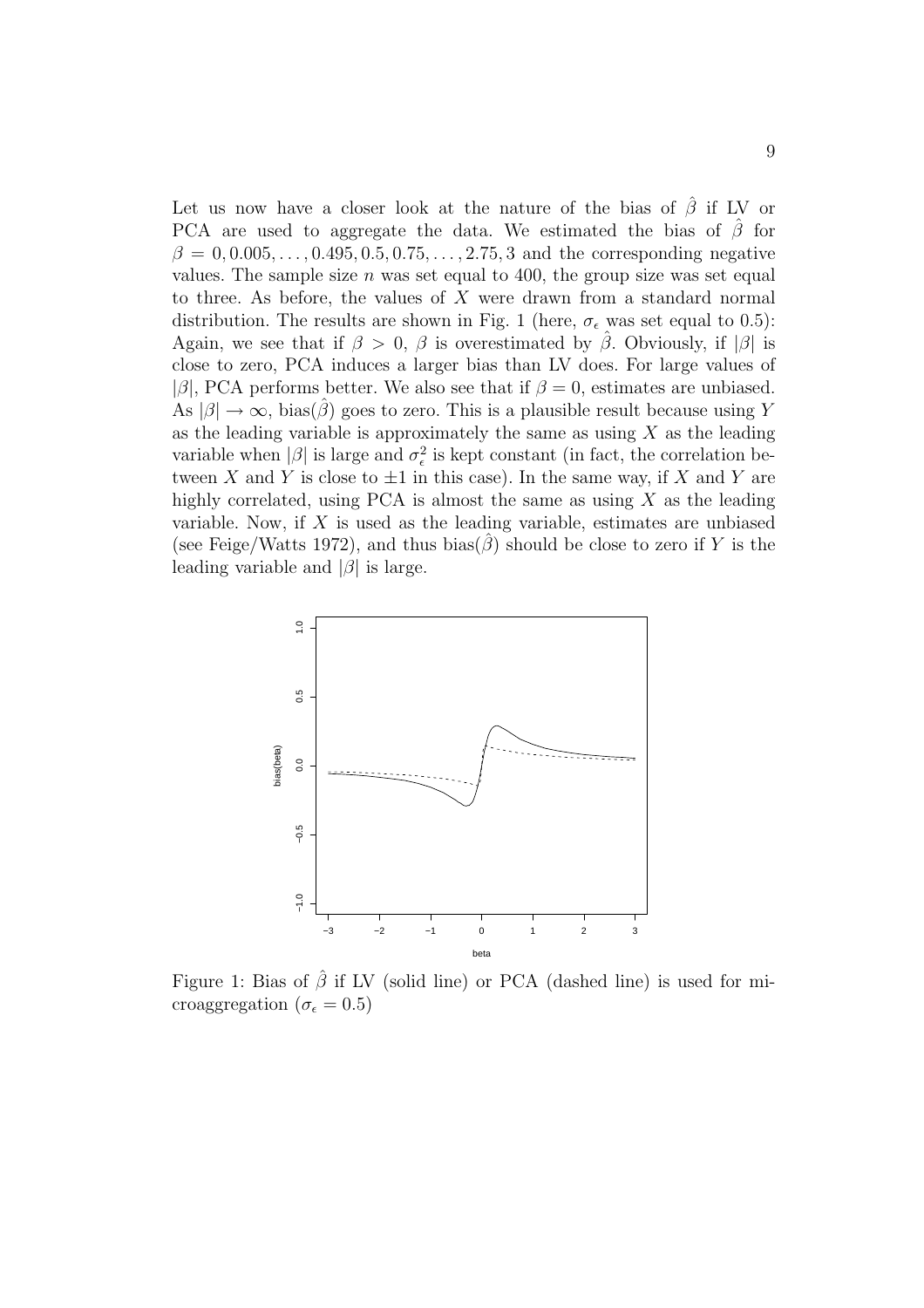Let us now have a closer look at the nature of the bias of $\hat{\beta}$ if LV or PCA are used to aggregate the data. We estimated the bias of $\hat{\beta}$ for $\beta = 0, 0.005, \dots, 0.495, 0.5, 0.75, \dots, 2.75, 3$ and the corresponding negative values. The sample size $n$ was set equal to 400, the group size was set equal to three. As before, the values of $X$ were drawn from a standard normal distribution. The results are shown in Fig. 1 (here, $\sigma_\epsilon$ was set equal to 0.5): Again, we see that if $\beta > 0$, $\beta$ is overestimated by $\hat{\beta}$. Obviously, if $|\beta|$ is close to zero, PCA induces a larger bias than LV does. For large values of $|\beta|$, PCA performs better. We also see that if $\beta = 0$, estimates are unbiased. As $|\beta| \to \infty$, bias($\hat{\beta}$) goes to zero. This is a plausible result because using $Y$ as the leading variable is approximately the same as using $X$ as the leading variable when $|\beta|$ is large and $\sigma_\epsilon^2$ is kept constant (in fact, the correlation between $X$ and $Y$ is close to $\pm 1$ in this case). In the same way, if $X$ and $Y$ are highly correlated, using PCA is almost the same as using $X$ as the leading variable. Now, if $X$ is used as the leading variable, estimates are unbiased (see Feige/Watts 1972), and thus bias($\hat{\beta}$) should be close to zero if $Y$ is the leading variable and $|\beta|$ is large.

Figure 1: Bias of $\hat{\beta}$ if LV (solid line) or PCA (dashed line) is used for microaggregation ($\sigma_\epsilon = 0.5$)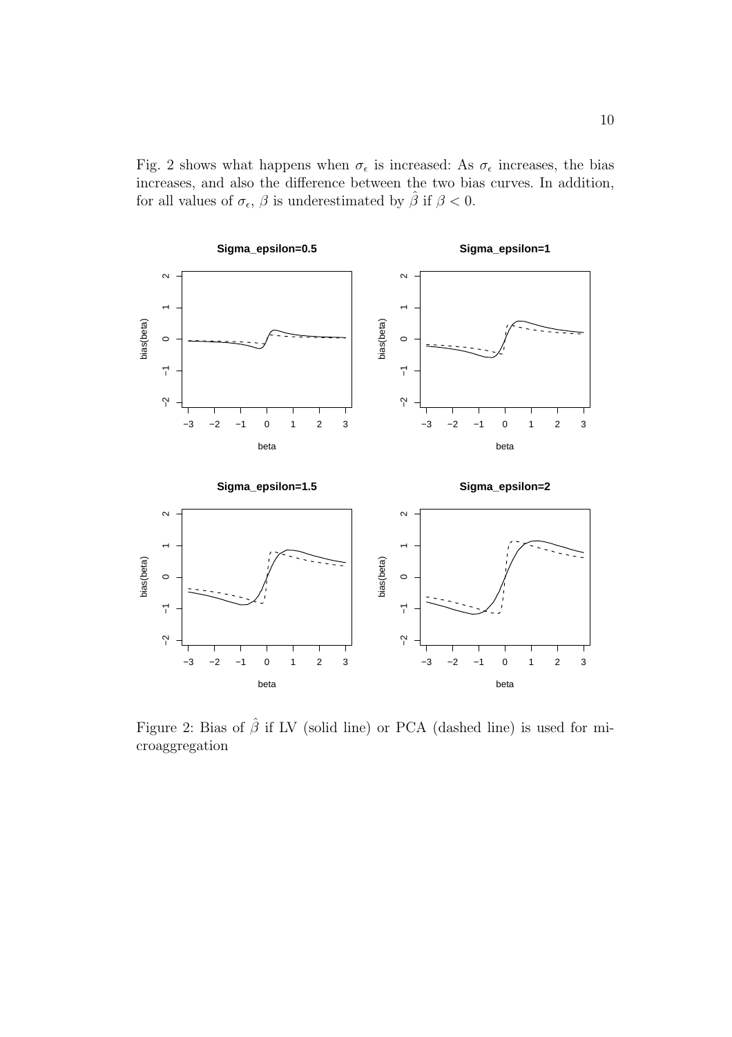Fig. 2 shows what happens when $\sigma_\epsilon$ is increased: As $\sigma_\epsilon$ increases, the bias increases, and also the difference between the two bias curves. In addition, for all values of $\sigma_\epsilon$, $\beta$ is underestimated by $\hat{\beta}$ if $\beta < 0$.

Figure 2: Bias of $\hat{\beta}$ if LV (solid line) or PCA (dashed line) is used for microaggregation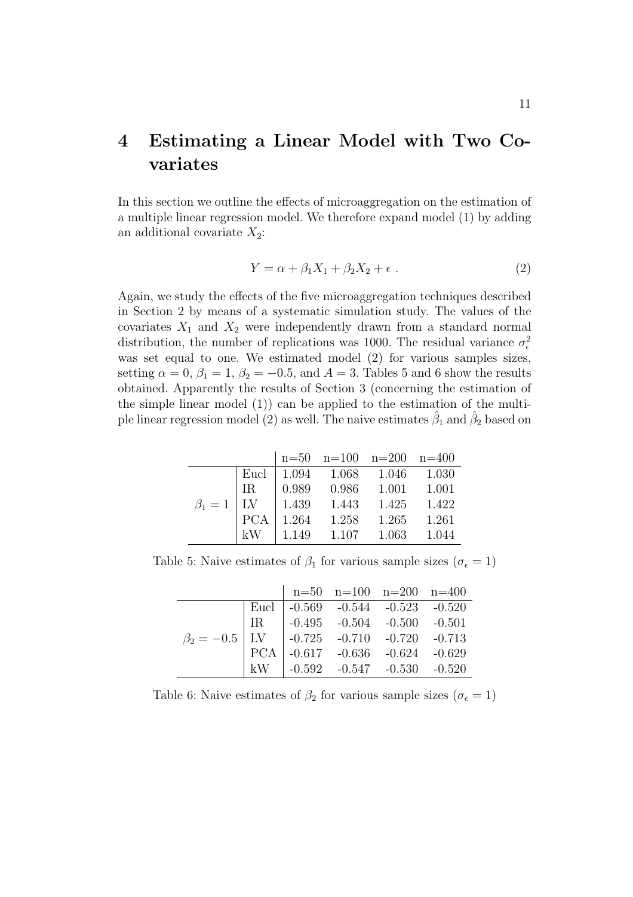# 4 Estimating a Linear Model with Two Covariates

In this section we outline the effects of microaggregation on the estimation of a multiple linear regression model. We therefore expand model (1) by adding an additional covariate $X_2$:

$$Y = \alpha + \beta_1 X_1 + \beta_2 X_2 + \epsilon \; . \tag{2}$$

Again, we study the effects of the five microaggregation techniques described in Section 2 by means of a systematic simulation study. The values of the covariates $X_1$ and $X_2$ were independently drawn from a standard normal distribution, the number of replications was 1000. The residual variance $\sigma_\epsilon^2$ was set equal to one. We estimated model (2) for various samples sizes, setting $\alpha = 0$, $\beta_1 = 1$, $\beta_2 = -0.5$, and $A = 3$. Tables 5 and 6 show the results obtained. Apparently the results of Section 3 (concerning the estimation of the simple linear model (1)) can be applied to the estimation of the multiple linear regression model (2) as well. The naive estimates $\hat{\beta}_1$ and $\hat{\beta}_2$ based on

| | | n=50 | n=100 | n=200 | n=400 |
|---|---|---|---|---|---|
| $\beta_1 = 1$ | Eucl | 1.094 | 1.068 | 1.046 | 1.030 |
| | IR | 0.989 | 0.986 | 1.001 | 1.001 |
| | LV | 1.439 | 1.443 | 1.425 | 1.422 |
| | PCA | 1.264 | 1.258 | 1.265 | 1.261 |
| | kW | 1.149 | 1.107 | 1.063 | 1.044 |

Table 5: Naive estimates of $\beta_1$ for various sample sizes ($\sigma_\epsilon = 1$)

| | | n=50 | n=100 | n=200 | n=400 |
|---|---|---|---|---|---|
| $\beta_2 = -0.5$ | Eucl | -0.569 | -0.544 | -0.523 | -0.520 |
| | IR | -0.495 | -0.504 | -0.500 | -0.501 |
| | LV | -0.725 | -0.710 | -0.720 | -0.713 |
| | PCA | -0.617 | -0.636 | -0.624 | -0.629 |
| | kW | -0.592 | -0.547 | -0.530 | -0.520 |

Table 6: Naive estimates of $\beta_2$ for various sample sizes ($\sigma_\epsilon = 1$)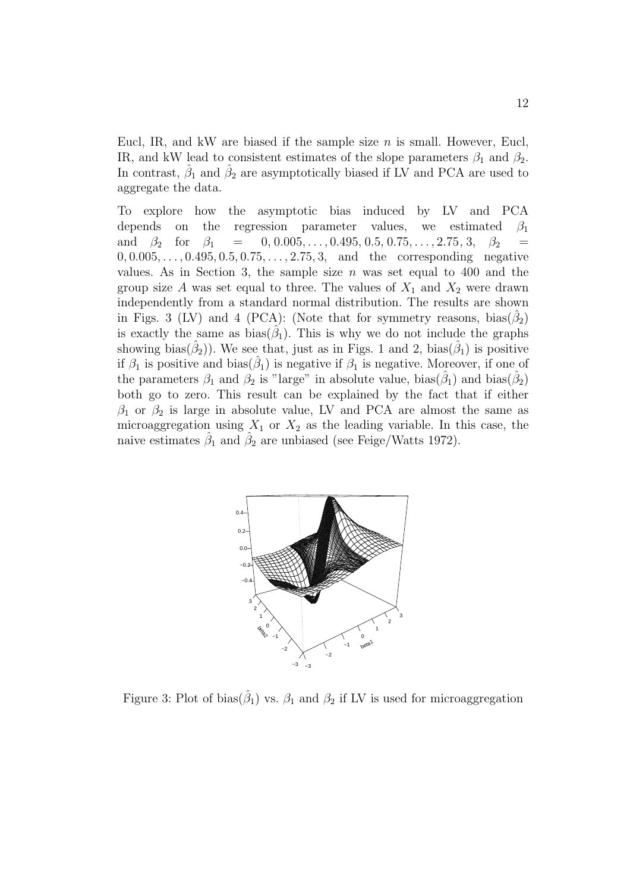Eucl, IR, and kW are biased if the sample size $n$ is small. However, Eucl, IR, and kW lead to consistent estimates of the slope parameters $\beta_1$ and $\beta_2$. In contrast, $\hat{\beta}_1$ and $\hat{\beta}_2$ are asymptotically biased if LV and PCA are used to aggregate the data.

To explore how the asymptotic bias induced by LV and PCA depends on the regression parameter values, we estimated $\beta_1$ and $\beta_2$ for $\beta_1 = 0, 0.005, \ldots, 0.495, 0.5, 0.75, \ldots, 2.75, 3$, $\beta_2 = 0, 0.005, \ldots, 0.495, 0.5, 0.75, \ldots, 2.75, 3$, and the corresponding negative values. As in Section 3, the sample size $n$ was set equal to 400 and the group size $A$ was set equal to three. The values of $X_1$ and $X_2$ were drawn independently from a standard normal distribution. The results are shown in Figs. 3 (LV) and 4 (PCA): (Note that for symmetry reasons, bias($\hat{\beta}_2$) is exactly the same as bias($\hat{\beta}_1$). This is why we do not include the graphs showing bias($\hat{\beta}_2$)). We see that, just as in Figs. 1 and 2, bias($\hat{\beta}_1$) is positive if $\beta_1$ is positive and bias($\hat{\beta}_1$) is negative if $\beta_1$ is negative. Moreover, if one of the parameters $\beta_1$ and $\beta_2$ is "large" in absolute value, bias($\hat{\beta}_1$) and bias($\hat{\beta}_2$) both go to zero. This result can be explained by the fact that if either $\beta_1$ or $\beta_2$ is large in absolute value, LV and PCA are almost the same as microaggregation using $X_1$ or $X_2$ as the leading variable. In this case, the naive estimates $\hat{\beta}_1$ and $\hat{\beta}_2$ are unbiased (see Feige/Watts 1972).

Figure 3: Plot of bias($\hat{\beta}_1$) vs. $\beta_1$ and $\beta_2$ if LV is used for microaggregation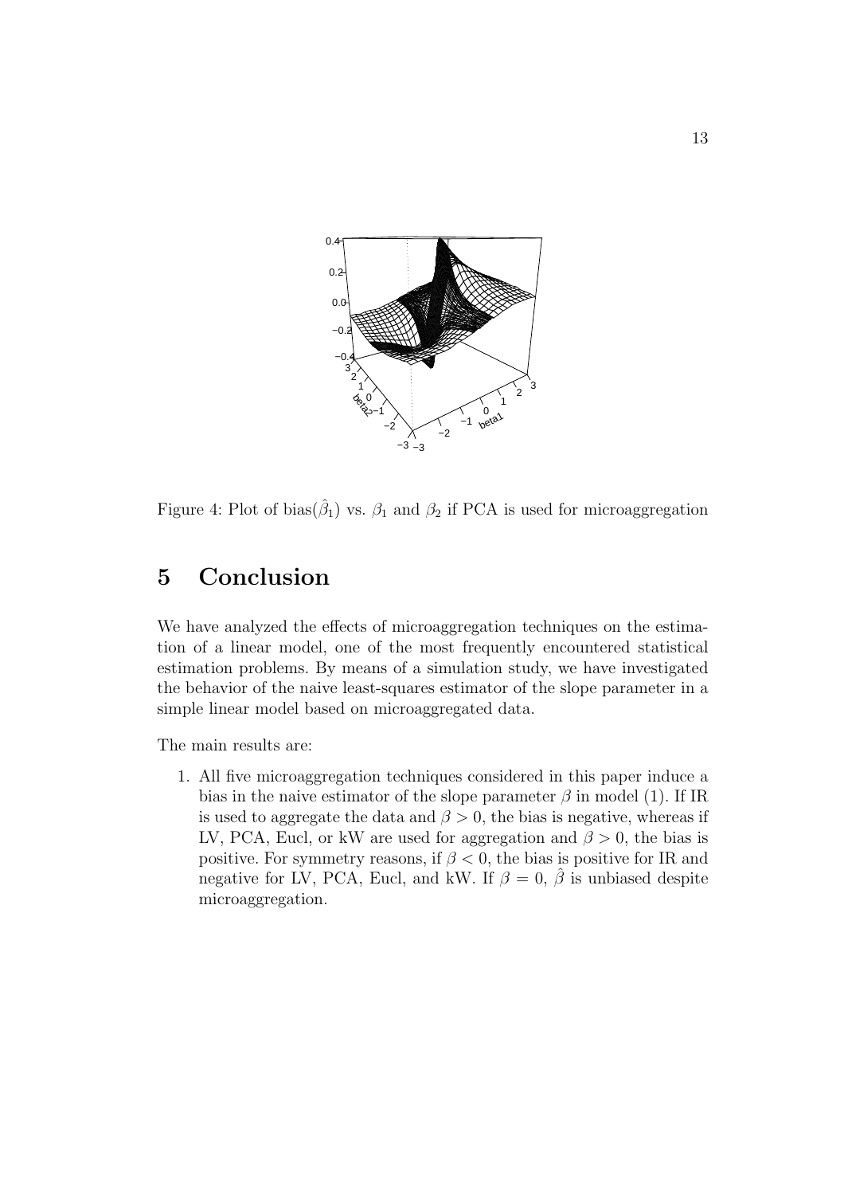Figure 4: Plot of bias($\hat{\beta}_1$) vs. $\beta_1$ and $\beta_2$ if PCA is used for microaggregation

# 5 Conclusion

We have analyzed the effects of microaggregation techniques on the estimation of a linear model, one of the most frequently encountered statistical estimation problems. By means of a simulation study, we have investigated the behavior of the naive least-squares estimator of the slope parameter in a simple linear model based on microaggregated data.

The main results are:

1. All five microaggregation techniques considered in this paper induce a bias in the naive estimator of the slope parameter $\beta$ in model (1). If IR is used to aggregate the data and $\beta > 0$, the bias is negative, whereas if LV, PCA, Eucl, or kW are used for aggregation and $\beta > 0$, the bias is positive. For symmetry reasons, if $\beta < 0$, the bias is positive for IR and negative for LV, PCA, Eucl, and kW. If $\beta = 0$, $\hat{\beta}$ is unbiased despite microaggregation.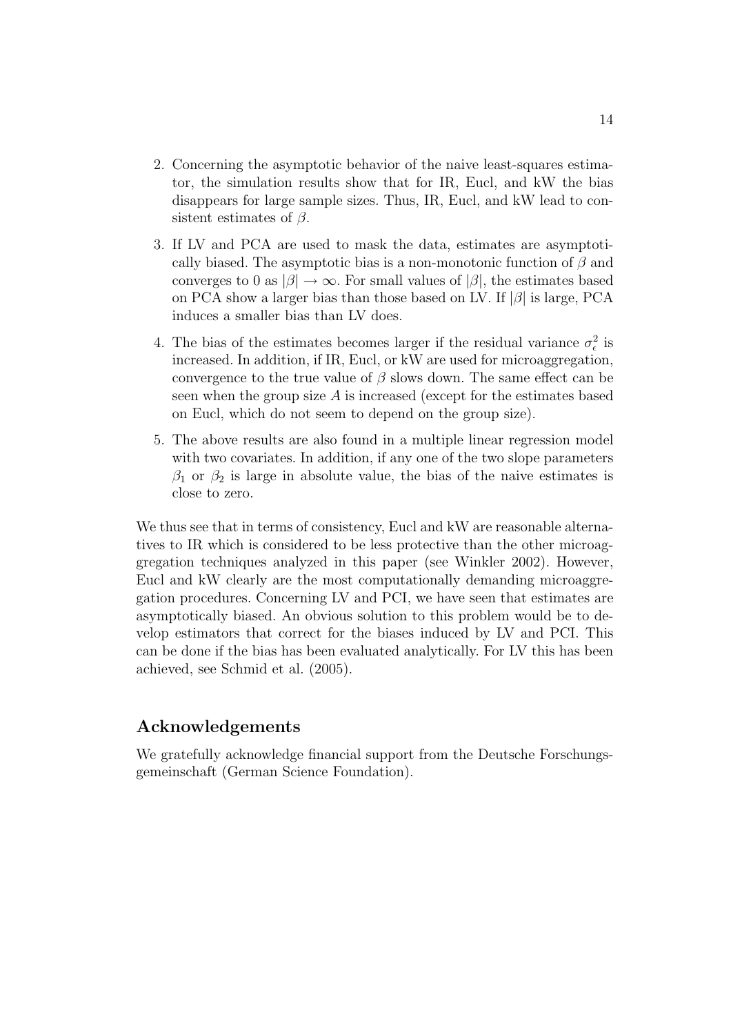2. Concerning the asymptotic behavior of the naive least-squares estimator, the simulation results show that for IR, Eucl, and kW the bias disappears for large sample sizes. Thus, IR, Eucl, and kW lead to consistent estimates of $\beta$.

3. If LV and PCA are used to mask the data, estimates are asymptotically biased. The asymptotic bias is a non-monotonic function of $\beta$ and converges to 0 as $|\beta| \to \infty$. For small values of $|\beta|$, the estimates based on PCA show a larger bias than those based on LV. If $|\beta|$ is large, PCA induces a smaller bias than LV does.

4. The bias of the estimates becomes larger if the residual variance $\sigma_\epsilon^2$ is increased. In addition, if IR, Eucl, or kW are used for microaggregation, convergence to the true value of $\beta$ slows down. The same effect can be seen when the group size $A$ is increased (except for the estimates based on Eucl, which do not seem to depend on the group size).

5. The above results are also found in a multiple linear regression model with two covariates. In addition, if any one of the two slope parameters $\beta_1$ or $\beta_2$ is large in absolute value, the bias of the naive estimates is close to zero.

We thus see that in terms of consistency, Eucl and kW are reasonable alternatives to IR which is considered to be less protective than the other microaggregation techniques analyzed in this paper (see Winkler 2002). However, Eucl and kW clearly are the most computationally demanding microaggregation procedures. Concerning LV and PCI, we have seen that estimates are asymptotically biased. An obvious solution to this problem would be to develop estimators that correct for the biases induced by LV and PCI. This can be done if the bias has been evaluated analytically. For LV this has been achieved, see Schmid et al. (2005).

## Acknowledgements

We gratefully acknowledge financial support from the Deutsche Forschungsgemeinschaft (German Science Foundation).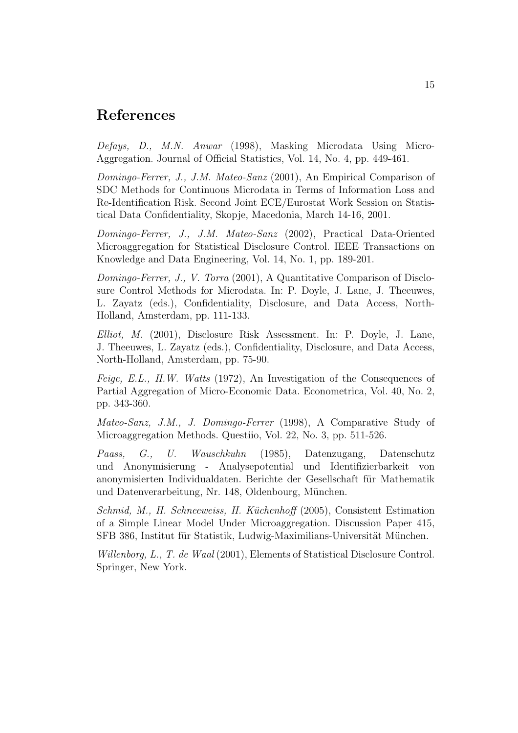## References

*Defays, D., M.N. Anwar* (1998), Masking Microdata Using Micro-Aggregation. Journal of Official Statistics, Vol. 14, No. 4, pp. 449-461.

*Domingo-Ferrer, J., J.M. Mateo-Sanz* (2001), An Empirical Comparison of SDC Methods for Continuous Microdata in Terms of Information Loss and Re-Identification Risk. Second Joint ECE/Eurostat Work Session on Statistical Data Confidentiality, Skopje, Macedonia, March 14-16, 2001.

*Domingo-Ferrer, J., J.M. Mateo-Sanz* (2002), Practical Data-Oriented Microaggregation for Statistical Disclosure Control. IEEE Transactions on Knowledge and Data Engineering, Vol. 14, No. 1, pp. 189-201.

*Domingo-Ferrer, J., V. Torra* (2001), A Quantitative Comparison of Disclosure Control Methods for Microdata. In: P. Doyle, J. Lane, J. Theeuwes, L. Zayatz (eds.), Confidentiality, Disclosure, and Data Access, North-Holland, Amsterdam, pp. 111-133.

*Elliot, M.* (2001), Disclosure Risk Assessment. In: P. Doyle, J. Lane, J. Theeuwes, L. Zayatz (eds.), Confidentiality, Disclosure, and Data Access, North-Holland, Amsterdam, pp. 75-90.

*Feige, E.L., H.W. Watts* (1972), An Investigation of the Consequences of Partial Aggregation of Micro-Economic Data. Econometrica, Vol. 40, No. 2, pp. 343-360.

*Mateo-Sanz, J.M., J. Domingo-Ferrer* (1998), A Comparative Study of Microaggregation Methods. Questiio, Vol. 22, No. 3, pp. 511-526.

*Paass, G., U. Wauschkuhn* (1985), Datenzugang, Datenschutz und Anonymisierung - Analysepotential und Identifizierbarkeit von anonymisierten Individualdaten. Berichte der Gesellschaft für Mathematik und Datenverarbeitung, Nr. 148, Oldenbourg, München.

*Schmid, M., H. Schneeweiss, H. Küchenhoff* (2005), Consistent Estimation of a Simple Linear Model Under Microaggregation. Discussion Paper 415, SFB 386, Institut für Statistik, Ludwig-Maximilians-Universität München.

*Willenborg, L., T. de Waal* (2001), Elements of Statistical Disclosure Control. Springer, New York.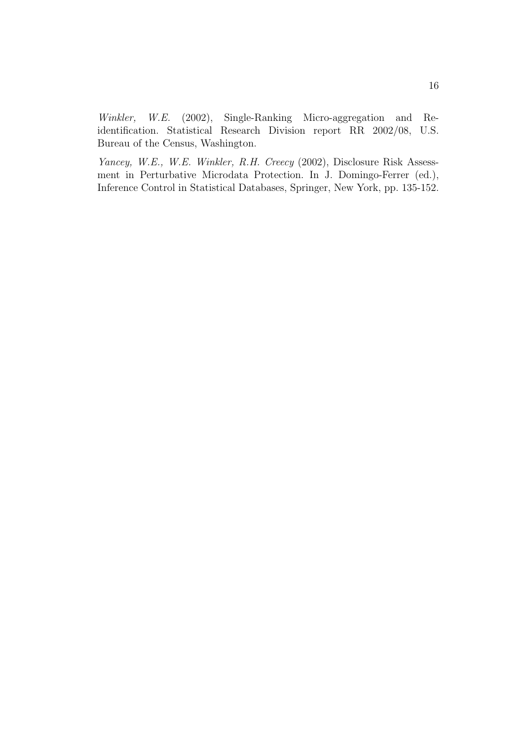*Winkler, W.E.* (2002), Single-Ranking Micro-aggregation and Re-identification. Statistical Research Division report RR 2002/08, U.S. Bureau of the Census, Washington.

*Yancey, W.E., W.E. Winkler, R.H. Creecy* (2002), Disclosure Risk Assessment in Perturbative Microdata Protection. In J. Domingo-Ferrer (ed.), Inference Control in Statistical Databases, Springer, New York, pp. 135-152.